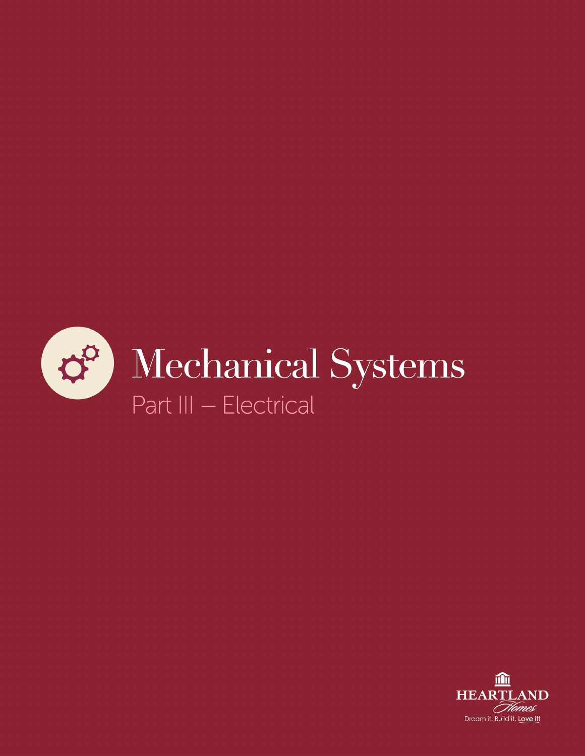# Mechanical Systems

## Part III – Electrical

HEARTLAND Homes

Dream it. Build it. Love it!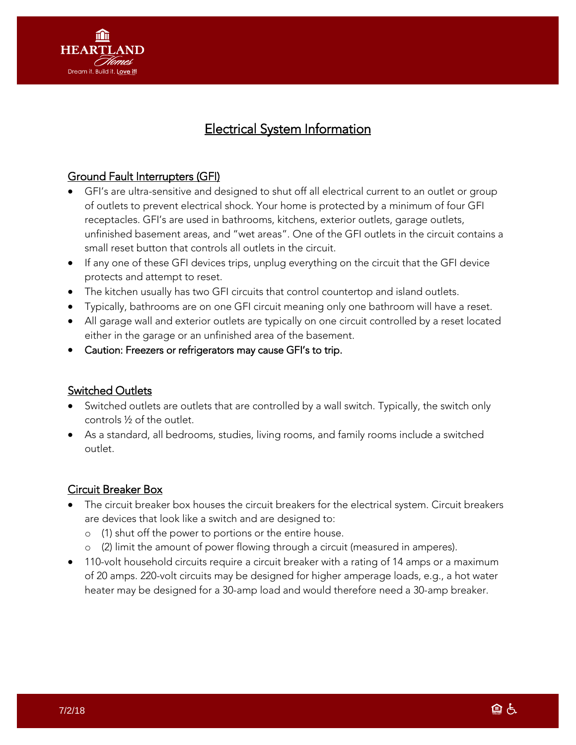# Electrical System Information

## Ground Fault Interrupters (GFI)

- GFI's are ultra-sensitive and designed to shut off all electrical current to an outlet or group of outlets to prevent electrical shock. Your home is protected by a minimum of four GFI receptacles. GFI's are used in bathrooms, kitchens, exterior outlets, garage outlets, unfinished basement areas, and "wet areas". One of the GFI outlets in the circuit contains a small reset button that controls all outlets in the circuit.
- If any one of these GFI devices trips, unplug everything on the circuit that the GFI device protects and attempt to reset.
- The kitchen usually has two GFI circuits that control countertop and island outlets.
- Typically, bathrooms are on one GFI circuit meaning only one bathroom will have a reset.
- All garage wall and exterior outlets are typically on one circuit controlled by a reset located either in the garage or an unfinished area of the basement.
- Caution: Freezers or refrigerators may cause GFI's to trip.

## Switched Outlets

- Switched outlets are outlets that are controlled by a wall switch. Typically, the switch only controls ½ of the outlet.
- As a standard, all bedrooms, studies, living rooms, and family rooms include a switched outlet.

## Circuit Breaker Box

- The circuit breaker box houses the circuit breakers for the electrical system. Circuit breakers are devices that look like a switch and are designed to:
  - (1) shut off the power to portions or the entire house.
  - (2) limit the amount of power flowing through a circuit (measured in amperes).
- 110-volt household circuits require a circuit breaker with a rating of 14 amps or a maximum of 20 amps. 220-volt circuits may be designed for higher amperage loads, e.g., a hot water heater may be designed for a 30-amp load and would therefore need a 30-amp breaker.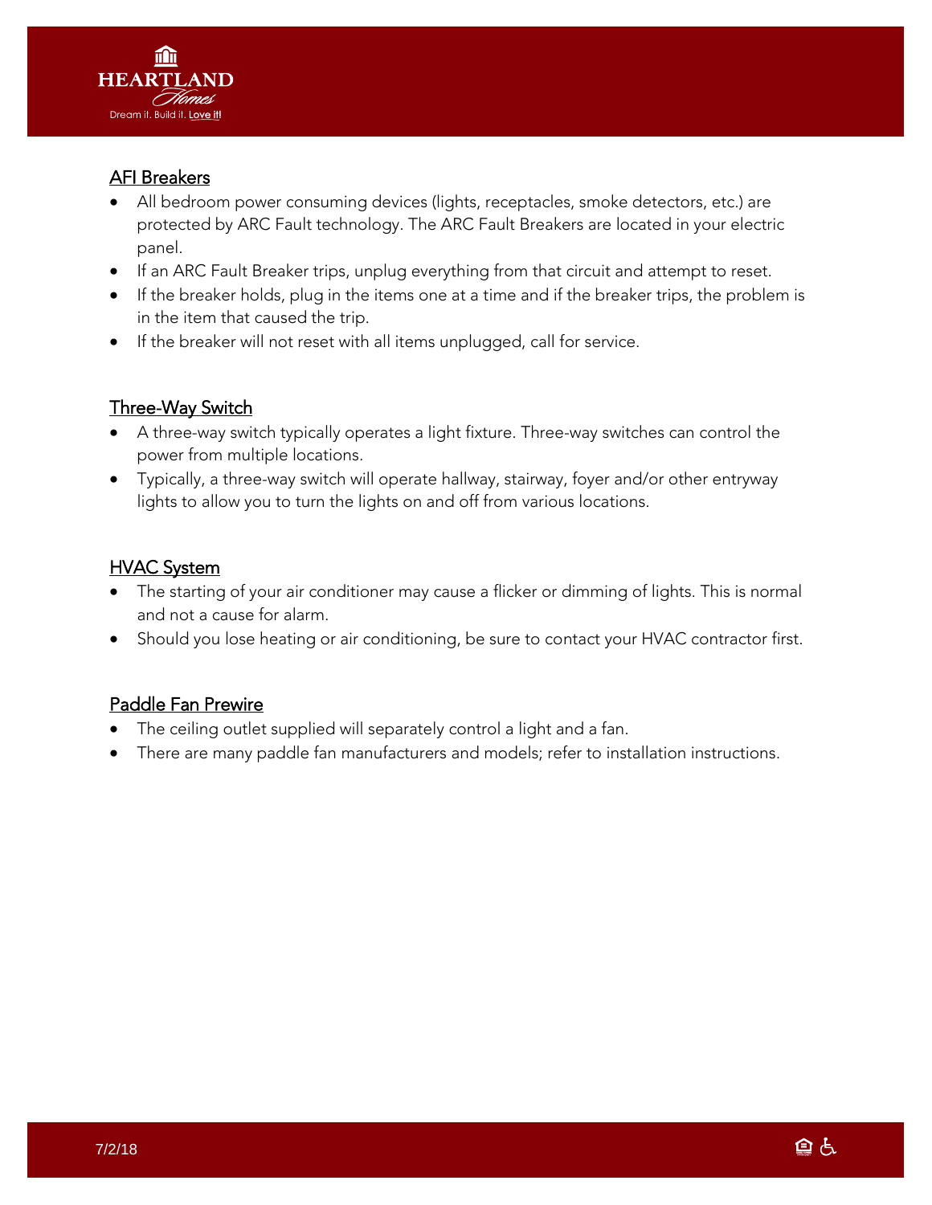## AFI Breakers

- All bedroom power consuming devices (lights, receptacles, smoke detectors, etc.) are protected by ARC Fault technology. The ARC Fault Breakers are located in your electric panel.
- If an ARC Fault Breaker trips, unplug everything from that circuit and attempt to reset.
- If the breaker holds, plug in the items one at a time and if the breaker trips, the problem is in the item that caused the trip.
- If the breaker will not reset with all items unplugged, call for service.

## Three-Way Switch

- A three-way switch typically operates a light fixture. Three-way switches can control the power from multiple locations.
- Typically, a three-way switch will operate hallway, stairway, foyer and/or other entryway lights to allow you to turn the lights on and off from various locations.

## HVAC System

- The starting of your air conditioner may cause a flicker or dimming of lights. This is normal and not a cause for alarm.
- Should you lose heating or air conditioning, be sure to contact your HVAC contractor first.

## Paddle Fan Prewire

- The ceiling outlet supplied will separately control a light and a fan.
- There are many paddle fan manufacturers and models; refer to installation instructions.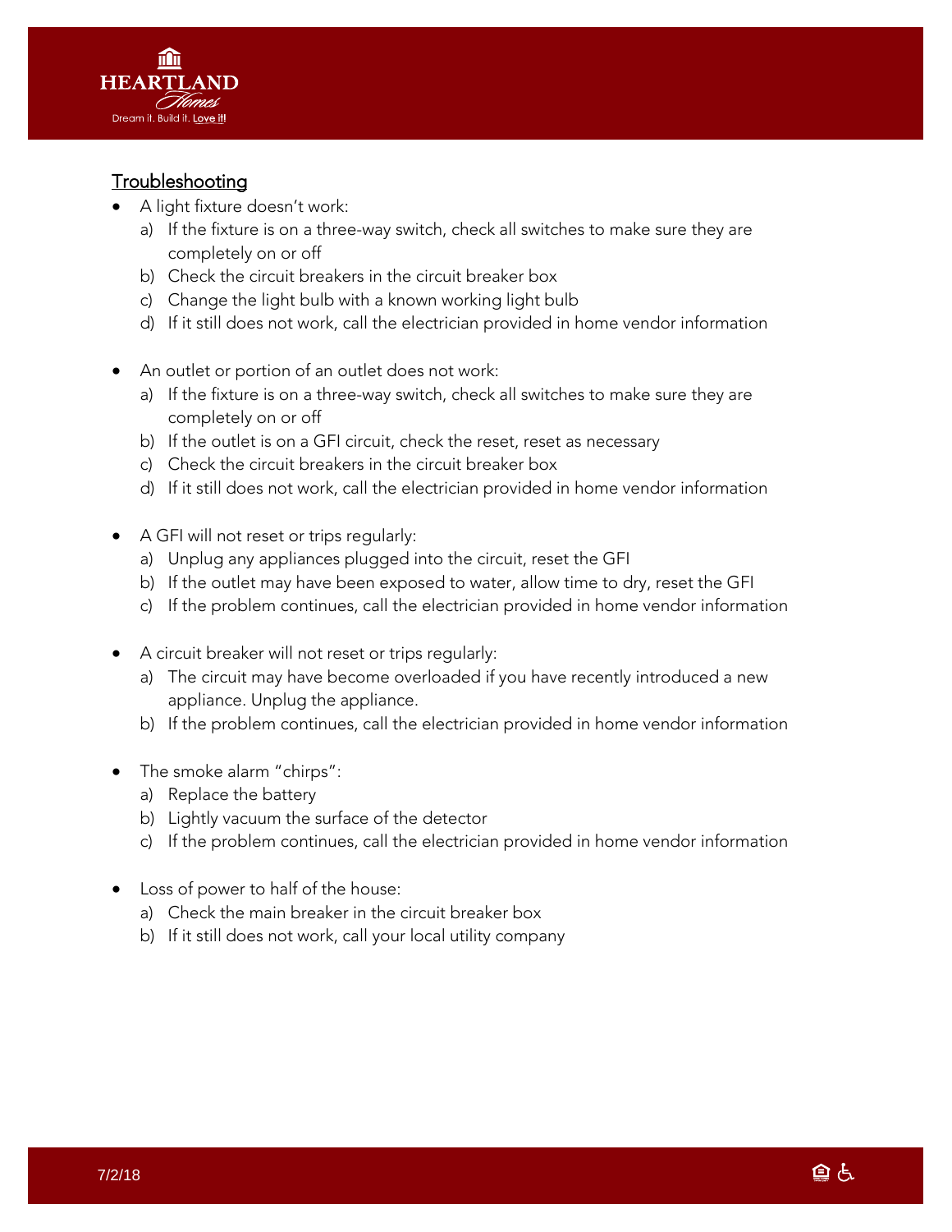## Troubleshooting

- A light fixture doesn't work:
  a) If the fixture is on a three-way switch, check all switches to make sure they are completely on or off
  b) Check the circuit breakers in the circuit breaker box
  c) Change the light bulb with a known working light bulb
  d) If it still does not work, call the electrician provided in home vendor information

- An outlet or portion of an outlet does not work:
  a) If the fixture is on a three-way switch, check all switches to make sure they are completely on or off
  b) If the outlet is on a GFI circuit, check the reset, reset as necessary
  c) Check the circuit breakers in the circuit breaker box
  d) If it still does not work, call the electrician provided in home vendor information

- A GFI will not reset or trips regularly:
  a) Unplug any appliances plugged into the circuit, reset the GFI
  b) If the outlet may have been exposed to water, allow time to dry, reset the GFI
  c) If the problem continues, call the electrician provided in home vendor information

- A circuit breaker will not reset or trips regularly:
  a) The circuit may have become overloaded if you have recently introduced a new appliance. Unplug the appliance.
  b) If the problem continues, call the electrician provided in home vendor information

- The smoke alarm "chirps":
  a) Replace the battery
  b) Lightly vacuum the surface of the detector
  c) If the problem continues, call the electrician provided in home vendor information

- Loss of power to half of the house:
  a) Check the main breaker in the circuit breaker box
  b) If it still does not work, call your local utility company